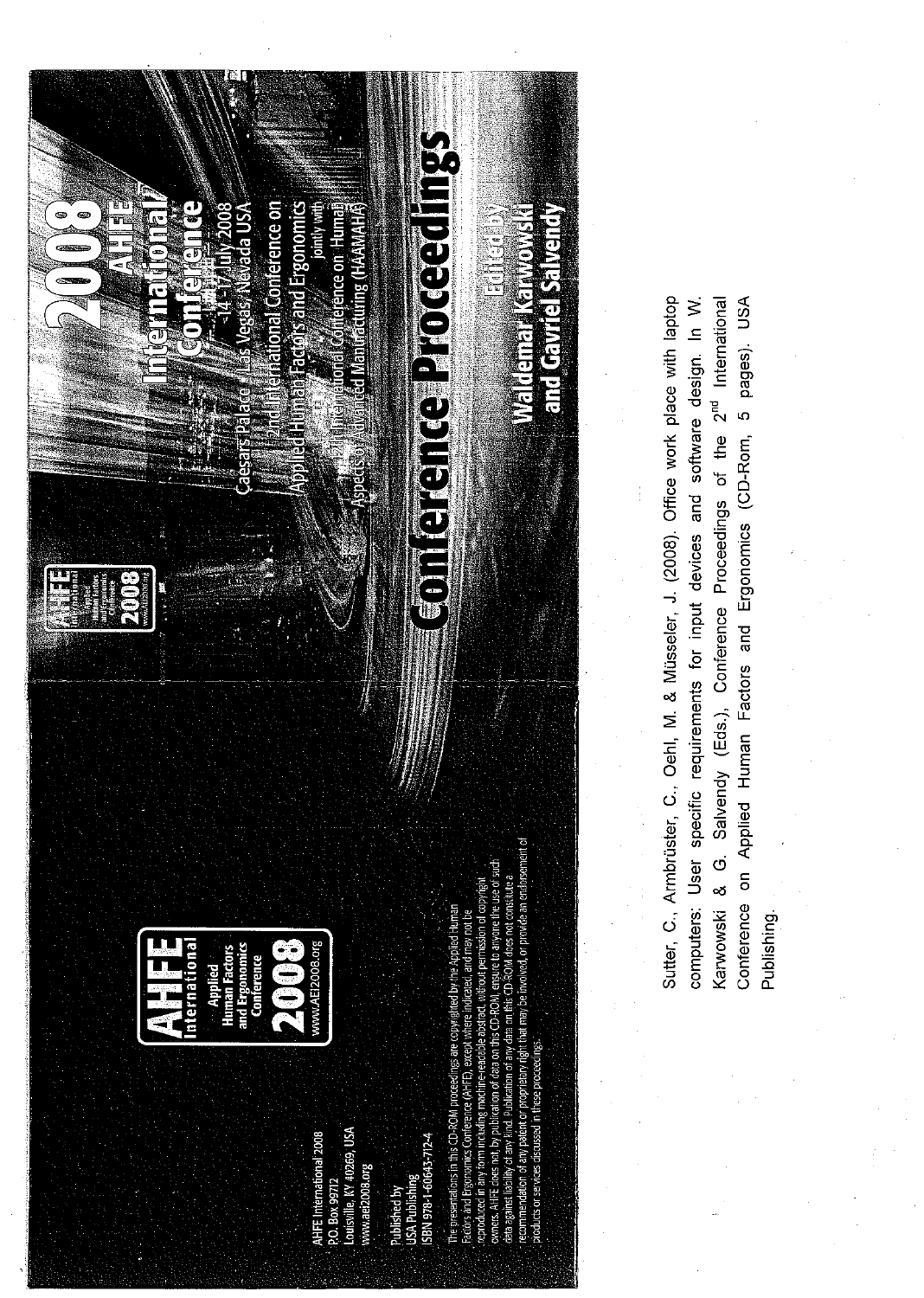AHFE International 2008
P.O. Box 99712
Louisville, KY 40269, USA
www.aei2008.org

Published by
USA Publishing
ISBN 978-1-60643-712-4

The presentations in this CD-ROM proceedings are copyrighted by the Applied Human Factors and Ergonomics Conference (AHFE), except where indicated, and may not be reproduced in any form including machine-readable abstract, without permission of copyright owners. AHFE does not, by publication of data on this CD-ROM, ensure to anyone the use of such data against liability of any kind. Publication of any data on this CD-ROM does not constitute a recommendation of any patent or proprietary right that may be involved, or provide an endorsement of products or services discussed in these proceedings.

AHFE International
Applied Human Factors and Ergonomics Conference
2008
www.AEI2008.org

# 2008 AHFE International Conference

Caesars Palace, Las Vegas, Nevada USA
14-17 July 2008

2nd International Conference on Applied Human Factors and Ergonomics
jointly with
12th International Conference on Human Aspects of Advanced Manufacturing (HAAMAHA)

# Conference Proceedings

Edited By
Waldemar Karwowski
and Gavriel Salvendy

Sutter, C., Armbrüster, C., Oehl, M. & Müsseler, J. (2008). Office work place with laptop computers: User specific requirements for input devices and software design. In W. Karwowski & G. Salvendy (Eds.), Conference Proceedings of the 2[nd] International Conference on Applied Human Factors and Ergonomics (CD-Rom, 5 pages). USA Publishing.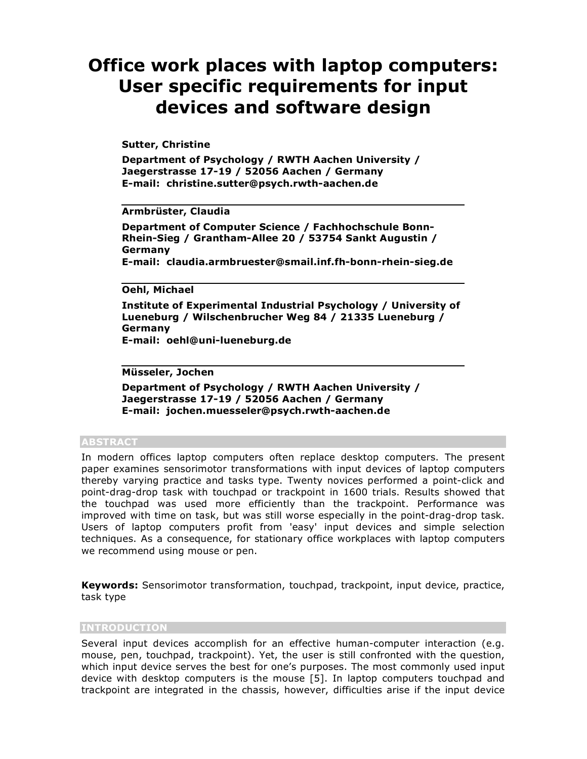# Office work places with laptop computers: User specific requirements for input devices and software design

**Sutter, Christine**

**Department of Psychology / RWTH Aachen University / Jaegerstrasse 17-19 / 52056 Aachen / Germany**
**E-mail: christine.sutter@psych.rwth-aachen.de**

---

**Armbrüster, Claudia**

**Department of Computer Science / Fachhochschule Bonn-Rhein-Sieg / Grantham-Allee 20 / 53754 Sankt Augustin / Germany**
**E-mail: claudia.armbruester@smail.inf.fh-bonn-rhein-sieg.de**

---

**Oehl, Michael**

**Institute of Experimental Industrial Psychology / University of Lueneburg / Wilschenbrucher Weg 84 / 21335 Lueneburg / Germany**
**E-mail: oehl@uni-lueneburg.de**

---

**Müsseler, Jochen**

**Department of Psychology / RWTH Aachen University / Jaegerstrasse 17-19 / 52056 Aachen / Germany**
**E-mail: jochen.muesseler@psych.rwth-aachen.de**

## ABSTRACT

In modern offices laptop computers often replace desktop computers. The present paper examines sensorimotor transformations with input devices of laptop computers thereby varying practice and tasks type. Twenty novices performed a point-click and point-drag-drop task with touchpad or trackpoint in 1600 trials. Results showed that the touchpad was used more efficiently than the trackpoint. Performance was improved with time on task, but was still worse especially in the point-drag-drop task. Users of laptop computers profit from 'easy' input devices and simple selection techniques. As a consequence, for stationary office workplaces with laptop computers we recommend using mouse or pen.

**Keywords:** Sensorimotor transformation, touchpad, trackpoint, input device, practice, task type

## INTRODUCTION

Several input devices accomplish for an effective human-computer interaction (e.g. mouse, pen, touchpad, trackpoint). Yet, the user is still confronted with the question, which input device serves the best for one's purposes. The most commonly used input device with desktop computers is the mouse [5]. In laptop computers touchpad and trackpoint are integrated in the chassis, however, difficulties arise if the input device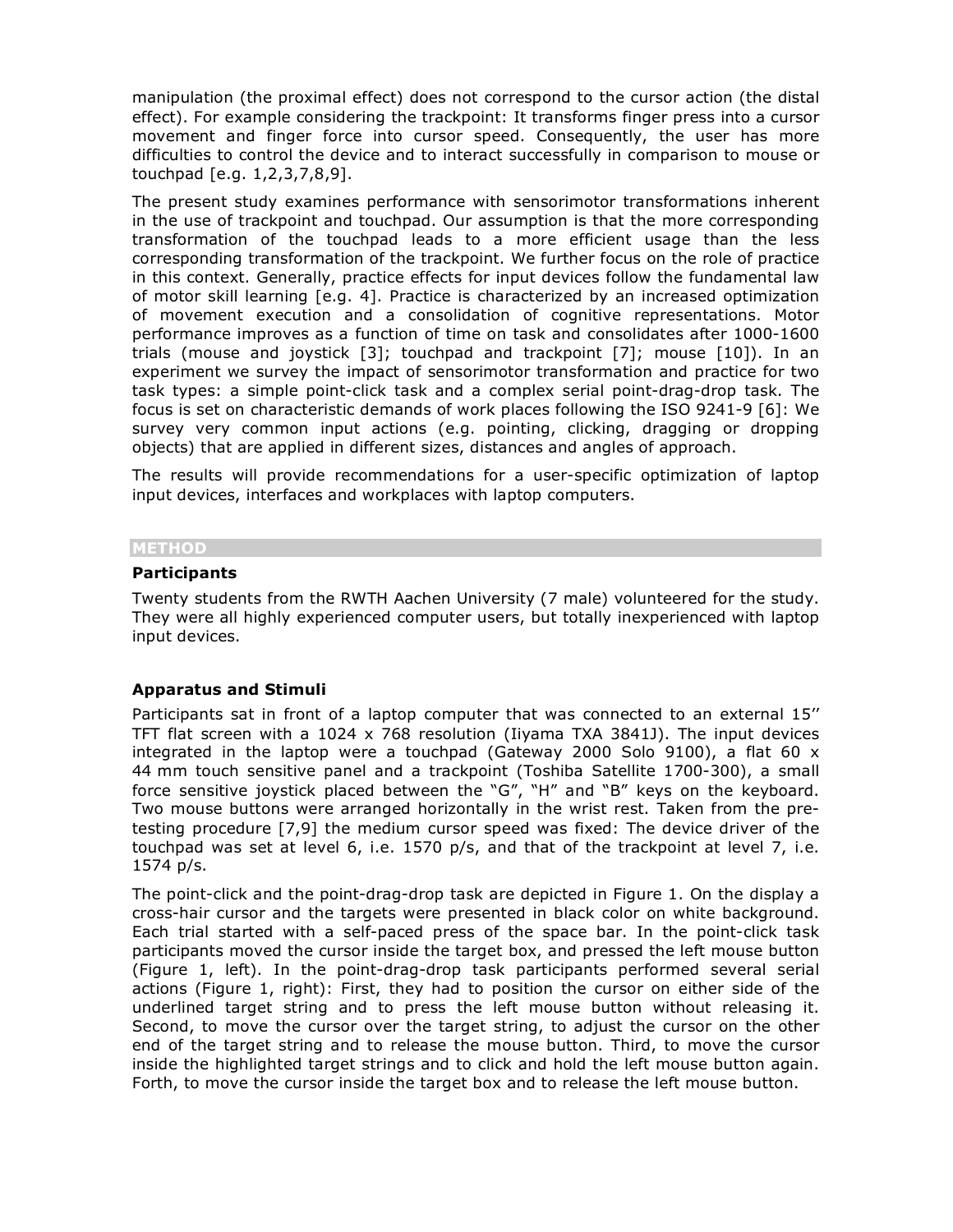manipulation (the proximal effect) does not correspond to the cursor action (the distal effect). For example considering the trackpoint: It transforms finger press into a cursor movement and finger force into cursor speed. Consequently, the user has more difficulties to control the device and to interact successfully in comparison to mouse or touchpad [e.g. 1,2,3,7,8,9].

The present study examines performance with sensorimotor transformations inherent in the use of trackpoint and touchpad. Our assumption is that the more corresponding transformation of the touchpad leads to a more efficient usage than the less corresponding transformation of the trackpoint. We further focus on the role of practice in this context. Generally, practice effects for input devices follow the fundamental law of motor skill learning [e.g. 4]. Practice is characterized by an increased optimization of movement execution and a consolidation of cognitive representations. Motor performance improves as a function of time on task and consolidates after 1000-1600 trials (mouse and joystick [3]; touchpad and trackpoint [7]; mouse [10]). In an experiment we survey the impact of sensorimotor transformation and practice for two task types: a simple point-click task and a complex serial point-drag-drop task. The focus is set on characteristic demands of work places following the ISO 9241-9 [6]: We survey very common input actions (e.g. pointing, clicking, dragging or dropping objects) that are applied in different sizes, distances and angles of approach.

The results will provide recommendations for a user-specific optimization of laptop input devices, interfaces and workplaces with laptop computers.

## METHOD

### Participants

Twenty students from the RWTH Aachen University (7 male) volunteered for the study. They were all highly experienced computer users, but totally inexperienced with laptop input devices.

### Apparatus and Stimuli

Participants sat in front of a laptop computer that was connected to an external 15'' TFT flat screen with a 1024 x 768 resolution (Iiyama TXA 3841J). The input devices integrated in the laptop were a touchpad (Gateway 2000 Solo 9100), a flat 60 x 44 mm touch sensitive panel and a trackpoint (Toshiba Satellite 1700-300), a small force sensitive joystick placed between the "G", "H" and "B" keys on the keyboard. Two mouse buttons were arranged horizontally in the wrist rest. Taken from the pre-testing procedure [7,9] the medium cursor speed was fixed: The device driver of the touchpad was set at level 6, i.e. 1570 p/s, and that of the trackpoint at level 7, i.e. 1574 p/s.

The point-click and the point-drag-drop task are depicted in Figure 1. On the display a cross-hair cursor and the targets were presented in black color on white background. Each trial started with a self-paced press of the space bar. In the point-click task participants moved the cursor inside the target box, and pressed the left mouse button (Figure 1, left). In the point-drag-drop task participants performed several serial actions (Figure 1, right): First, they had to position the cursor on either side of the underlined target string and to press the left mouse button without releasing it. Second, to move the cursor over the target string, to adjust the cursor on the other end of the target string and to release the mouse button. Third, to move the cursor inside the highlighted target strings and to click and hold the left mouse button again. Forth, to move the cursor inside the target box and to release the left mouse button.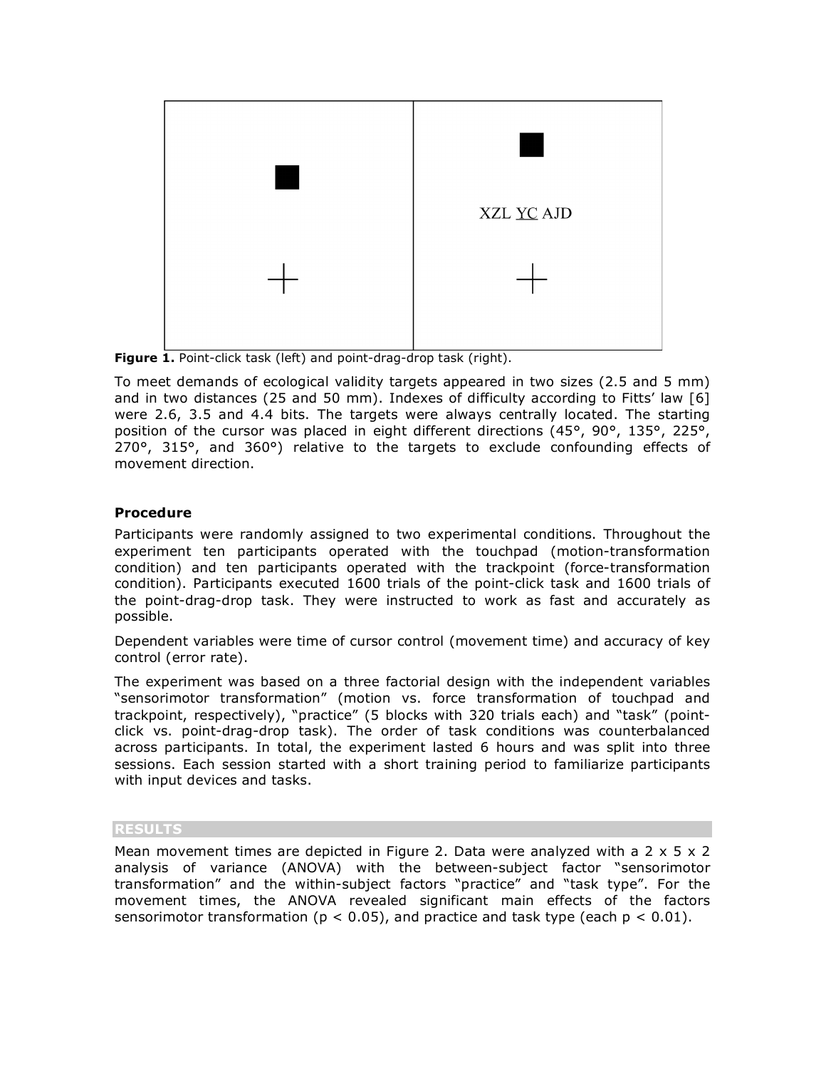XZL YC AJD

**Figure 1.** Point-click task (left) and point-drag-drop task (right).

To meet demands of ecological validity targets appeared in two sizes (2.5 and 5 mm) and in two distances (25 and 50 mm). Indexes of difficulty according to Fitts' law [6] were 2.6, 3.5 and 4.4 bits. The targets were always centrally located. The starting position of the cursor was placed in eight different directions (45°, 90°, 135°, 225°, 270°, 315°, and 360°) relative to the targets to exclude confounding effects of movement direction.

### Procedure

Participants were randomly assigned to two experimental conditions. Throughout the experiment ten participants operated with the touchpad (motion-transformation condition) and ten participants operated with the trackpoint (force-transformation condition). Participants executed 1600 trials of the point-click task and 1600 trials of the point-drag-drop task. They were instructed to work as fast and accurately as possible.

Dependent variables were time of cursor control (movement time) and accuracy of key control (error rate).

The experiment was based on a three factorial design with the independent variables "sensorimotor transformation" (motion vs. force transformation of touchpad and trackpoint, respectively), "practice" (5 blocks with 320 trials each) and "task" (point-click vs. point-drag-drop task). The order of task conditions was counterbalanced across participants. In total, the experiment lasted 6 hours and was split into three sessions. Each session started with a short training period to familiarize participants with input devices and tasks.

## RESULTS

Mean movement times are depicted in Figure 2. Data were analyzed with a 2 x 5 x 2 analysis of variance (ANOVA) with the between-subject factor "sensorimotor transformation" and the within-subject factors "practice" and "task type". For the movement times, the ANOVA revealed significant main effects of the factors sensorimotor transformation ($p < 0.05$), and practice and task type (each $p < 0.01$).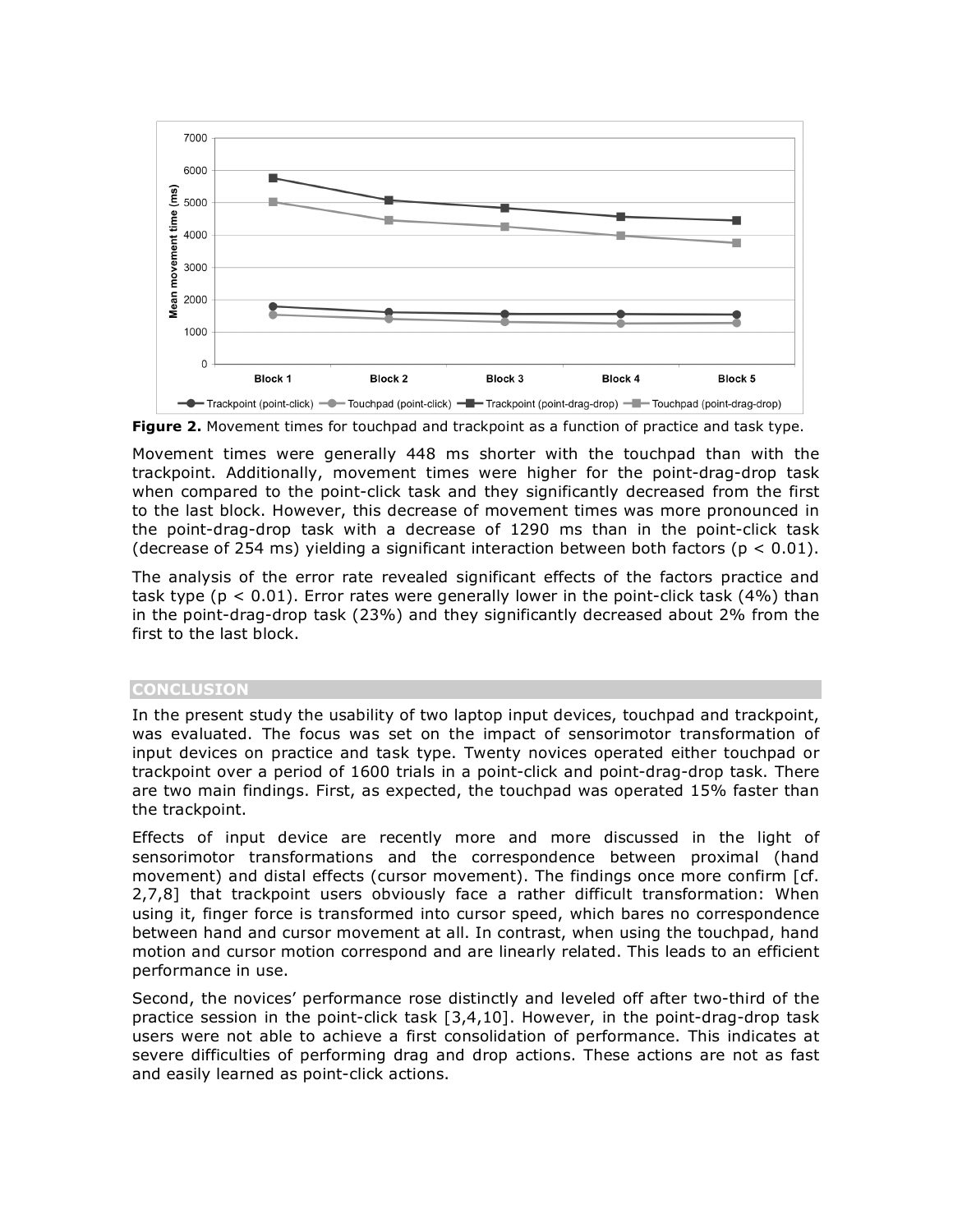**Figure 2.** Movement times for touchpad and trackpoint as a function of practice and task type.

Movement times were generally 448 ms shorter with the touchpad than with the trackpoint. Additionally, movement times were higher for the point-drag-drop task when compared to the point-click task and they significantly decreased from the first to the last block. However, this decrease of movement times was more pronounced in the point-drag-drop task with a decrease of 1290 ms than in the point-click task (decrease of 254 ms) yielding a significant interaction between both factors ($p < 0.01$).

The analysis of the error rate revealed significant effects of the factors practice and task type ($p < 0.01$). Error rates were generally lower in the point-click task (4%) than in the point-drag-drop task (23%) and they significantly decreased about 2% from the first to the last block.

## CONCLUSION

In the present study the usability of two laptop input devices, touchpad and trackpoint, was evaluated. The focus was set on the impact of sensorimotor transformation of input devices on practice and task type. Twenty novices operated either touchpad or trackpoint over a period of 1600 trials in a point-click and point-drag-drop task. There are two main findings. First, as expected, the touchpad was operated 15% faster than the trackpoint.

Effects of input device are recently more and more discussed in the light of sensorimotor transformations and the correspondence between proximal (hand movement) and distal effects (cursor movement). The findings once more confirm [cf. 2,7,8] that trackpoint users obviously face a rather difficult transformation: When using it, finger force is transformed into cursor speed, which bares no correspondence between hand and cursor movement at all. In contrast, when using the touchpad, hand motion and cursor motion correspond and are linearly related. This leads to an efficient performance in use.

Second, the novices' performance rose distinctly and leveled off after two-third of the practice session in the point-click task [3,4,10]. However, in the point-drag-drop task users were not able to achieve a first consolidation of performance. This indicates at severe difficulties of performing drag and drop actions. These actions are not as fast and easily learned as point-click actions.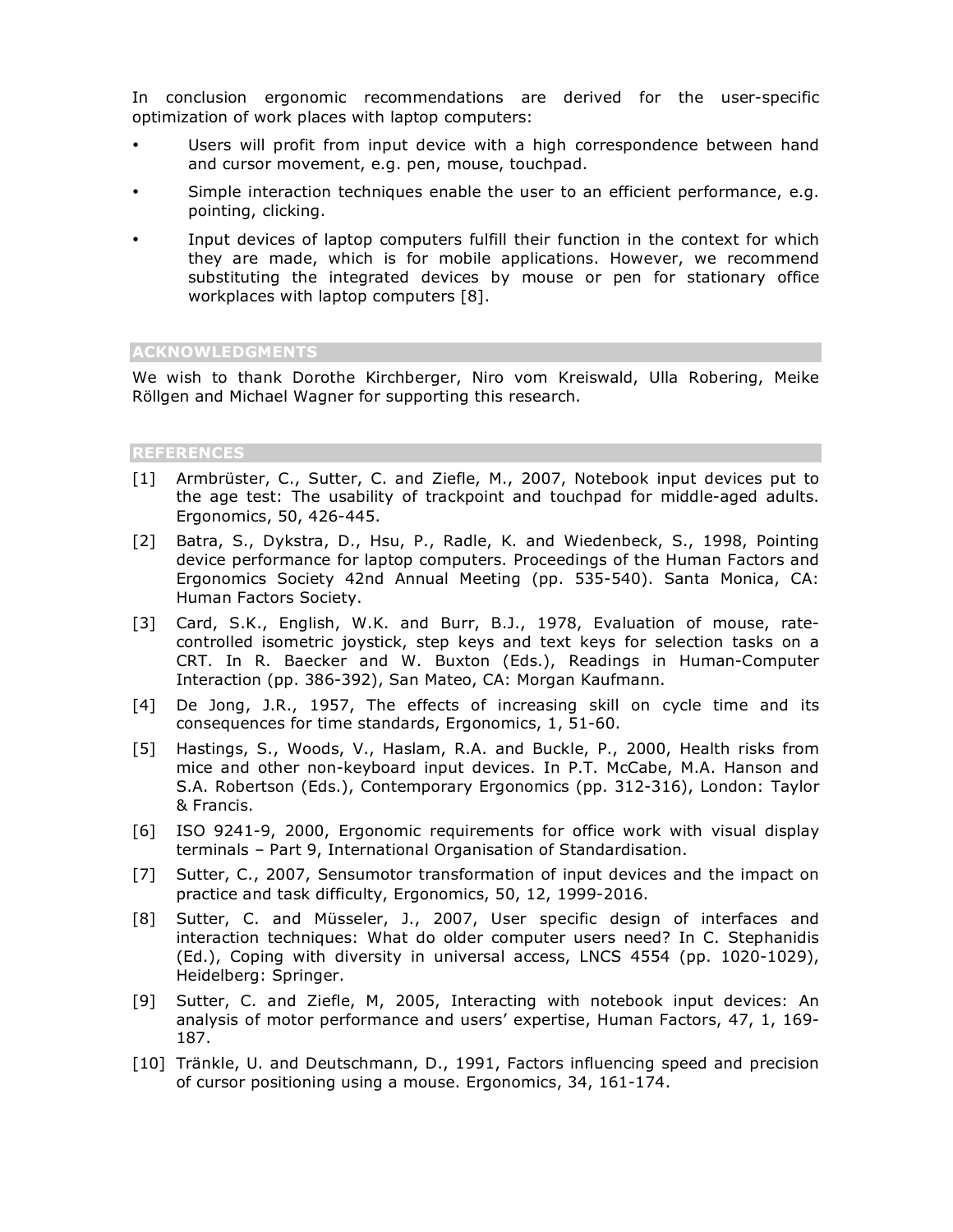In conclusion ergonomic recommendations are derived for the user-specific optimization of work places with laptop computers:

- Users will profit from input device with a high correspondence between hand and cursor movement, e.g. pen, mouse, touchpad.
- Simple interaction techniques enable the user to an efficient performance, e.g. pointing, clicking.
- Input devices of laptop computers fulfill their function in the context for which they are made, which is for mobile applications. However, we recommend substituting the integrated devices by mouse or pen for stationary office workplaces with laptop computers [8].

## ACKNOWLEDGMENTS

We wish to thank Dorothe Kirchberger, Niro vom Kreiswald, Ulla Robering, Meike Röllgen and Michael Wagner for supporting this research.

## REFERENCES

[1] Armbrüster, C., Sutter, C. and Ziefle, M., 2007, Notebook input devices put to the age test: The usability of trackpoint and touchpad for middle-aged adults. Ergonomics, 50, 426-445.

[2] Batra, S., Dykstra, D., Hsu, P., Radle, K. and Wiedenbeck, S., 1998, Pointing device performance for laptop computers. Proceedings of the Human Factors and Ergonomics Society 42nd Annual Meeting (pp. 535-540). Santa Monica, CA: Human Factors Society.

[3] Card, S.K., English, W.K. and Burr, B.J., 1978, Evaluation of mouse, rate-controlled isometric joystick, step keys and text keys for selection tasks on a CRT. In R. Baecker and W. Buxton (Eds.), Readings in Human-Computer Interaction (pp. 386-392), San Mateo, CA: Morgan Kaufmann.

[4] De Jong, J.R., 1957, The effects of increasing skill on cycle time and its consequences for time standards, Ergonomics, 1, 51-60.

[5] Hastings, S., Woods, V., Haslam, R.A. and Buckle, P., 2000, Health risks from mice and other non-keyboard input devices. In P.T. McCabe, M.A. Hanson and S.A. Robertson (Eds.), Contemporary Ergonomics (pp. 312-316), London: Taylor & Francis.

[6] ISO 9241-9, 2000, Ergonomic requirements for office work with visual display terminals – Part 9, International Organisation of Standardisation.

[7] Sutter, C., 2007, Sensumotor transformation of input devices and the impact on practice and task difficulty, Ergonomics, 50, 12, 1999-2016.

[8] Sutter, C. and Müsseler, J., 2007, User specific design of interfaces and interaction techniques: What do older computer users need? In C. Stephanidis (Ed.), Coping with diversity in universal access, LNCS 4554 (pp. 1020-1029), Heidelberg: Springer.

[9] Sutter, C. and Ziefle, M, 2005, Interacting with notebook input devices: An analysis of motor performance and users' expertise, Human Factors, 47, 1, 169-187.

[10] Tränkle, U. and Deutschmann, D., 1991, Factors influencing speed and precision of cursor positioning using a mouse. Ergonomics, 34, 161-174.